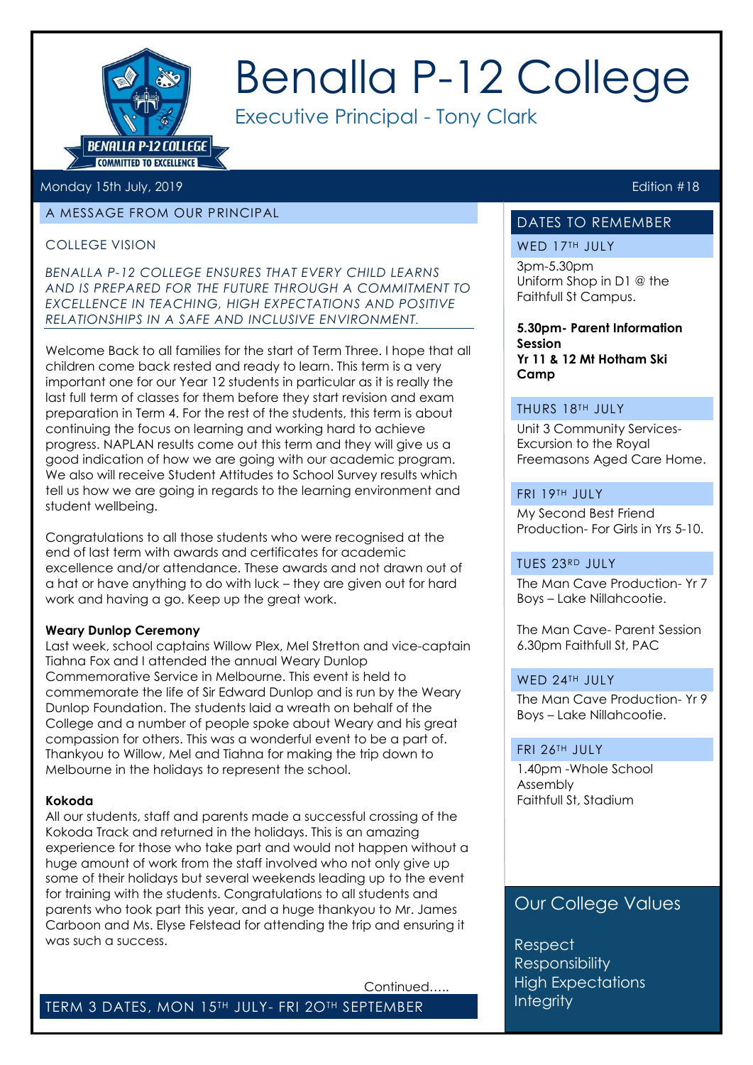# Benalla P-12 College

Executive Principal - Tony Clark

Monday 15th July, 2019 — Edition #18

## A MESSAGE FROM OUR PRINCIPAL

### COLLEGE VISION

*BENALLA P-12 COLLEGE ENSURES THAT EVERY CHILD LEARNS AND IS PREPARED FOR THE FUTURE THROUGH A COMMITMENT TO EXCELLENCE IN TEACHING, HIGH EXPECTATIONS AND POSITIVE RELATIONSHIPS IN A SAFE AND INCLUSIVE ENVIRONMENT.*

Welcome Back to all families for the start of Term Three. I hope that all children come back rested and ready to learn. This term is a very important one for our Year 12 students in particular as it is really the last full term of classes for them before they start revision and exam preparation in Term 4. For the rest of the students, this term is about continuing the focus on learning and working hard to achieve progress. NAPLAN results come out this term and they will give us a good indication of how we are going with our academic program. We also will receive Student Attitudes to School Survey results which tell us how we are going in regards to the learning environment and student wellbeing.

Congratulations to all those students who were recognised at the end of last term with awards and certificates for academic excellence and/or attendance. These awards and not drawn out of a hat or have anything to do with luck – they are given out for hard work and having a go. Keep up the great work.

**Weary Dunlop Ceremony**

Last week, school captains Willow Plex, Mel Stretton and vice-captain Tiahna Fox and I attended the annual Weary Dunlop Commemorative Service in Melbourne. This event is held to commemorate the life of Sir Edward Dunlop and is run by the Weary Dunlop Foundation. The students laid a wreath on behalf of the College and a number of people spoke about Weary and his great compassion for others. This was a wonderful event to be a part of. Thankyou to Willow, Mel and Tiahna for making the trip down to Melbourne in the holidays to represent the school.

**Kokoda**

All our students, staff and parents made a successful crossing of the Kokoda Track and returned in the holidays. This is an amazing experience for those who take part and would not happen without a huge amount of work from the staff involved who not only give up some of their holidays but several weekends leading up to the event for training with the students. Congratulations to all students and parents who took part this year, and a huge thankyou to Mr. James Carboon and Ms. Elyse Felstead for attending the trip and ensuring it was such a success.

Continued…..

TERM 3 DATES, MON 15TH JULY- FRI 20TH SEPTEMBER

## DATES TO REMEMBER

**WED 17TH JULY**

3pm-5.30pm
Uniform Shop in D1 @ the Faithfull St Campus.

**5.30pm- Parent Information Session**
**Yr 11 & 12 Mt Hotham Ski Camp**

**THURS 18TH JULY**

Unit 3 Community Services- Excursion to the Royal Freemasons Aged Care Home.

**FRI 19TH JULY**

My Second Best Friend Production- For Girls in Yrs 5-10.

**TUES 23RD JULY**

The Man Cave Production- Yr 7 Boys – Lake Nillahcootie.

The Man Cave- Parent Session 6.30pm Faithfull St, PAC

**WED 24TH JULY**

The Man Cave Production- Yr 9 Boys – Lake Nillahcootie.

**FRI 26TH JULY**

1.40pm -Whole School Assembly
Faithfull St, Stadium

## Our College Values

Respect
Responsibility
High Expectations
Integrity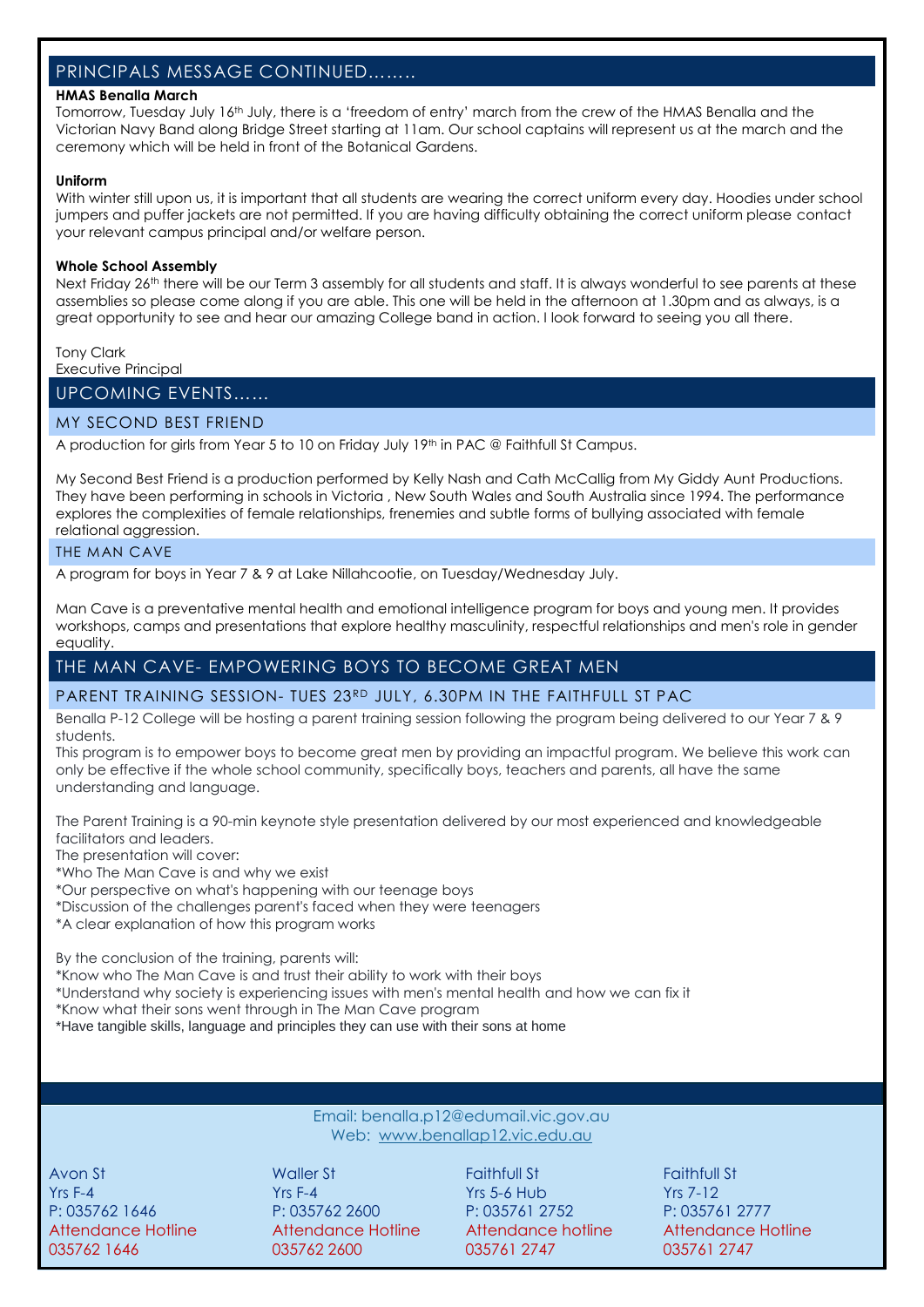## PRINCIPALS MESSAGE CONTINUED……..

**HMAS Benalla March**

Tomorrow, Tuesday July 16th July, there is a 'freedom of entry' march from the crew of the HMAS Benalla and the Victorian Navy Band along Bridge Street starting at 11am. Our school captains will represent us at the march and the ceremony which will be held in front of the Botanical Gardens.

**Uniform**

With winter still upon us, it is important that all students are wearing the correct uniform every day. Hoodies under school jumpers and puffer jackets are not permitted. If you are having difficulty obtaining the correct uniform please contact your relevant campus principal and/or welfare person.

**Whole School Assembly**

Next Friday 26th there will be our Term 3 assembly for all students and staff. It is always wonderful to see parents at these assemblies so please come along if you are able. This one will be held in the afternoon at 1.30pm and as always, is a great opportunity to see and hear our amazing College band in action. I look forward to seeing you all there.

Tony Clark
Executive Principal

## UPCOMING EVENTS……

### MY SECOND BEST FRIEND

A production for girls from Year 5 to 10 on Friday July 19th in PAC @ Faithfull St Campus.

My Second Best Friend is a production performed by Kelly Nash and Cath McCallig from My Giddy Aunt Productions. They have been performing in schools in Victoria , New South Wales and South Australia since 1994. The performance explores the complexities of female relationships, frenemies and subtle forms of bullying associated with female relational aggression.

### THE MAN CAVE

A program for boys in Year 7 & 9 at Lake Nillahcootie, on Tuesday/Wednesday July.

Man Cave is a preventative mental health and emotional intelligence program for boys and young men. It provides workshops, camps and presentations that explore healthy masculinity, respectful relationships and men's role in gender equality.

## THE MAN CAVE- EMPOWERING BOYS TO BECOME GREAT MEN

### PARENT TRAINING SESSION- TUES 23RD JULY, 6.30PM IN THE FAITHFULL ST PAC

Benalla P-12 College will be hosting a parent training session following the program being delivered to our Year 7 & 9 students.

This program is to empower boys to become great men by providing an impactful program. We believe this work can only be effective if the whole school community, specifically boys, teachers and parents, all have the same understanding and language.

The Parent Training is a 90-min keynote style presentation delivered by our most experienced and knowledgeable facilitators and leaders.

The presentation will cover:

*Who The Man Cave is and why we exist
*Our perspective on what's happening with our teenage boys
*Discussion of the challenges parent's faced when they were teenagers
*A clear explanation of how this program works

By the conclusion of the training, parents will:

*Know who The Man Cave is and trust their ability to work with their boys
*Understand why society is experiencing issues with men's mental health and how we can fix it
*Know what their sons went through in The Man Cave program
*Have tangible skills, language and principles they can use with their sons at home

Email: benalla.p12@edumail.vic.gov.au
Web: www.benallap12.vic.edu.au

| Avon St | Waller St | Faithfull St | Faithfull St |
|---|---|---|---|
| Yrs F-4 | Yrs F-4 | Yrs 5-6 Hub | Yrs 7-12 |
| P: 035762 1646 | P: 035762 2600 | P: 035761 2752 | P: 035761 2777 |
| Attendance Hotline | Attendance Hotline | Attendance hotline | Attendance Hotline |
| 035762 1646 | 035762 2600 | 035761 2747 | 035761 2747 |